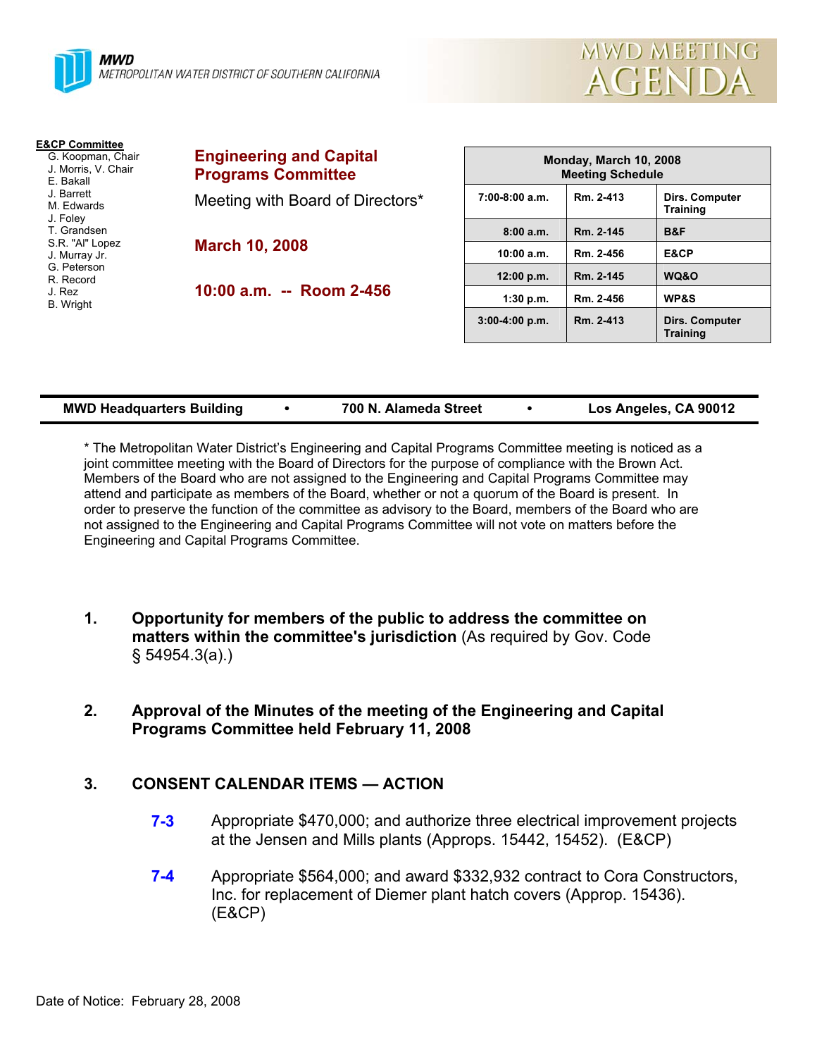**MWD**
METROPOLITAN WATER DISTRICT OF SOUTHERN CALIFORNIA

# MWD MEETING AGENDA

**E&CP Committee**
- G. Koopman, Chair
- J. Morris, V. Chair
- E. Bakall
- J. Barrett
- M. Edwards
- J. Foley
- T. Grandsen
- S.R. "Al" Lopez
- J. Murray Jr.
- G. Peterson
- R. Record
- J. Rez
- B. Wright

## Engineering and Capital Programs Committee

Meeting with Board of Directors*

**March 10, 2008**

**10:00 a.m. -- Room 2-456**

| Monday, March 10, 2008 Meeting Schedule | | |
|---|---|---|
| 7:00-8:00 a.m. | Rm. 2-413 | Dirs. Computer Training |
| 8:00 a.m. | Rm. 2-145 | B&F |
| 10:00 a.m. | Rm. 2-456 | E&CP |
| 12:00 p.m. | Rm. 2-145 | WQ&O |
| 1:30 p.m. | Rm. 2-456 | WP&S |
| 3:00-4:00 p.m. | Rm. 2-413 | Dirs. Computer Training |

**MWD Headquarters Building • 700 N. Alameda Street • Los Angeles, CA 90012**

* The Metropolitan Water District's Engineering and Capital Programs Committee meeting is noticed as a joint committee meeting with the Board of Directors for the purpose of compliance with the Brown Act. Members of the Board who are not assigned to the Engineering and Capital Programs Committee may attend and participate as members of the Board, whether or not a quorum of the Board is present. In order to preserve the function of the committee as advisory to the Board, members of the Board who are not assigned to the Engineering and Capital Programs Committee will not vote on matters before the Engineering and Capital Programs Committee.

1. **Opportunity for members of the public to address the committee on matters within the committee's jurisdiction** (As required by Gov. Code § 54954.3(a).)

2. **Approval of the Minutes of the meeting of the Engineering and Capital Programs Committee held February 11, 2008**

3. **CONSENT CALENDAR ITEMS — ACTION**

   **7-3** Appropriate $470,000; and authorize three electrical improvement projects at the Jensen and Mills plants (Approps. 15442, 15452). (E&CP)

   **7-4** Appropriate $564,000; and award $332,932 contract to Cora Constructors, Inc. for replacement of Diemer plant hatch covers (Approp. 15436). (E&CP)

Date of Notice: February 28, 2008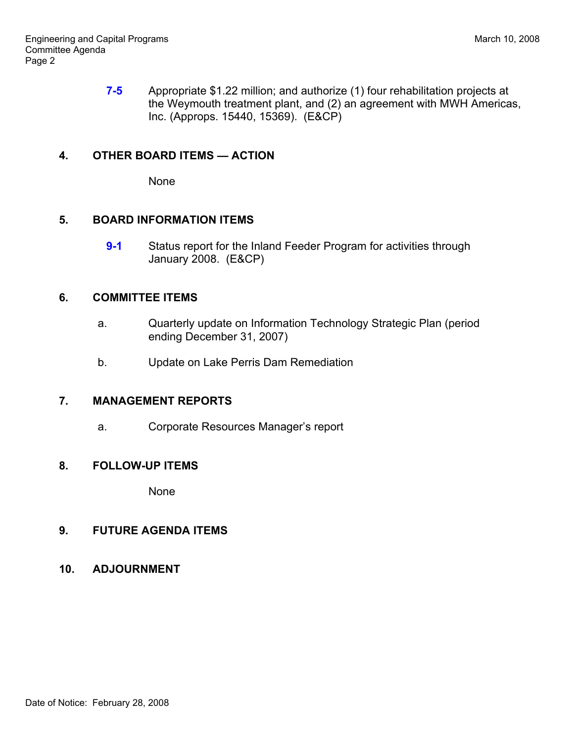**7-5** Appropriate $1.22 million; and authorize (1) four rehabilitation projects at the Weymouth treatment plant, and (2) an agreement with MWH Americas, Inc. (Approps. 15440, 15369). (E&CP)

## 4. OTHER BOARD ITEMS — ACTION

None

## 5. BOARD INFORMATION ITEMS

**9-1** Status report for the Inland Feeder Program for activities through January 2008. (E&CP)

## 6. COMMITTEE ITEMS

a. Quarterly update on Information Technology Strategic Plan (period ending December 31, 2007)

b. Update on Lake Perris Dam Remediation

## 7. MANAGEMENT REPORTS

a. Corporate Resources Manager's report

## 8. FOLLOW-UP ITEMS

None

## 9. FUTURE AGENDA ITEMS

## 10. ADJOURNMENT

Date of Notice: February 28, 2008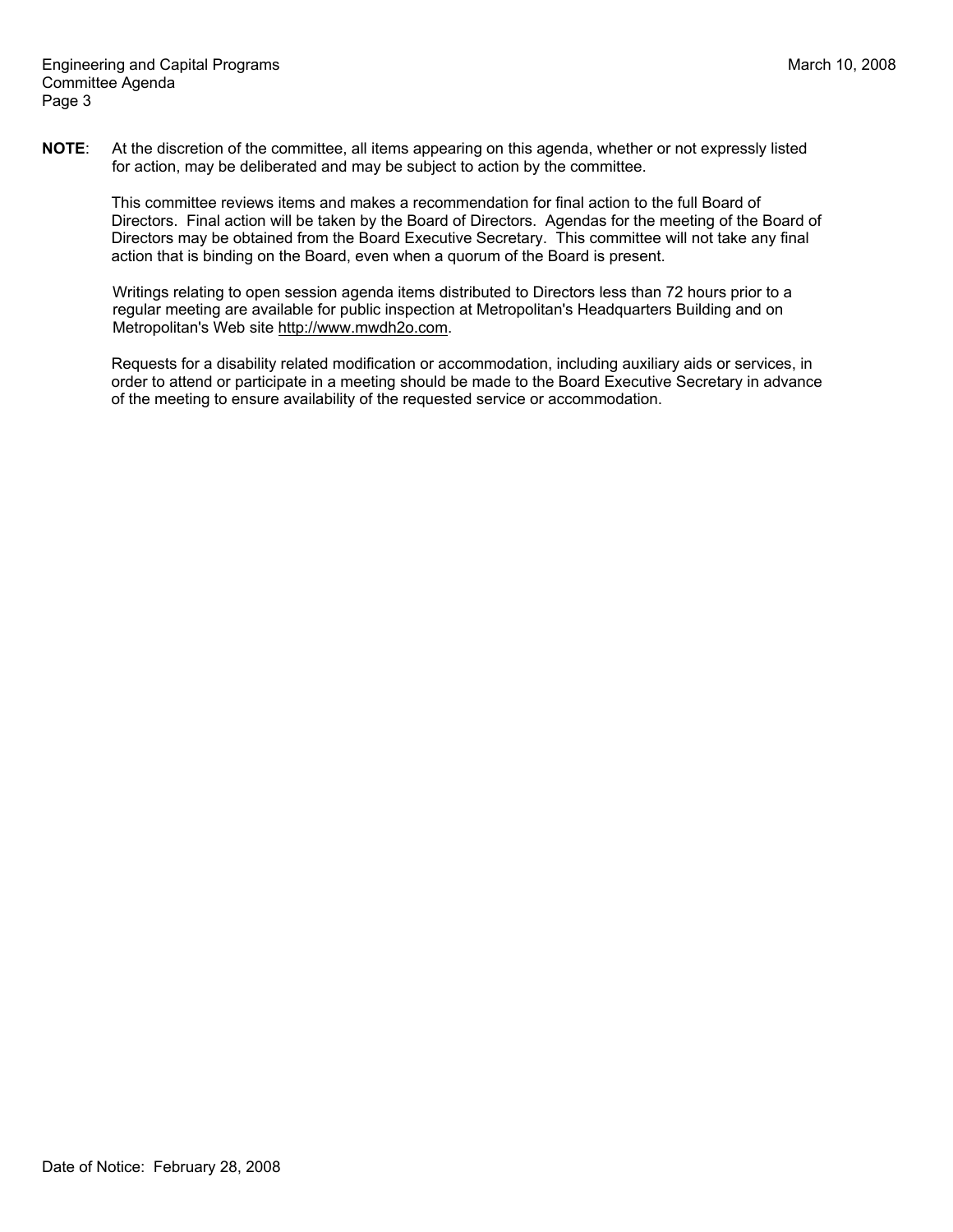**NOTE**: At the discretion of the committee, all items appearing on this agenda, whether or not expressly listed for action, may be deliberated and may be subject to action by the committee.

This committee reviews items and makes a recommendation for final action to the full Board of Directors. Final action will be taken by the Board of Directors. Agendas for the meeting of the Board of Directors may be obtained from the Board Executive Secretary. This committee will not take any final action that is binding on the Board, even when a quorum of the Board is present.

Writings relating to open session agenda items distributed to Directors less than 72 hours prior to a regular meeting are available for public inspection at Metropolitan's Headquarters Building and on Metropolitan's Web site http://www.mwdh2o.com.

Requests for a disability related modification or accommodation, including auxiliary aids or services, in order to attend or participate in a meeting should be made to the Board Executive Secretary in advance of the meeting to ensure availability of the requested service or accommodation.

Date of Notice: February 28, 2008